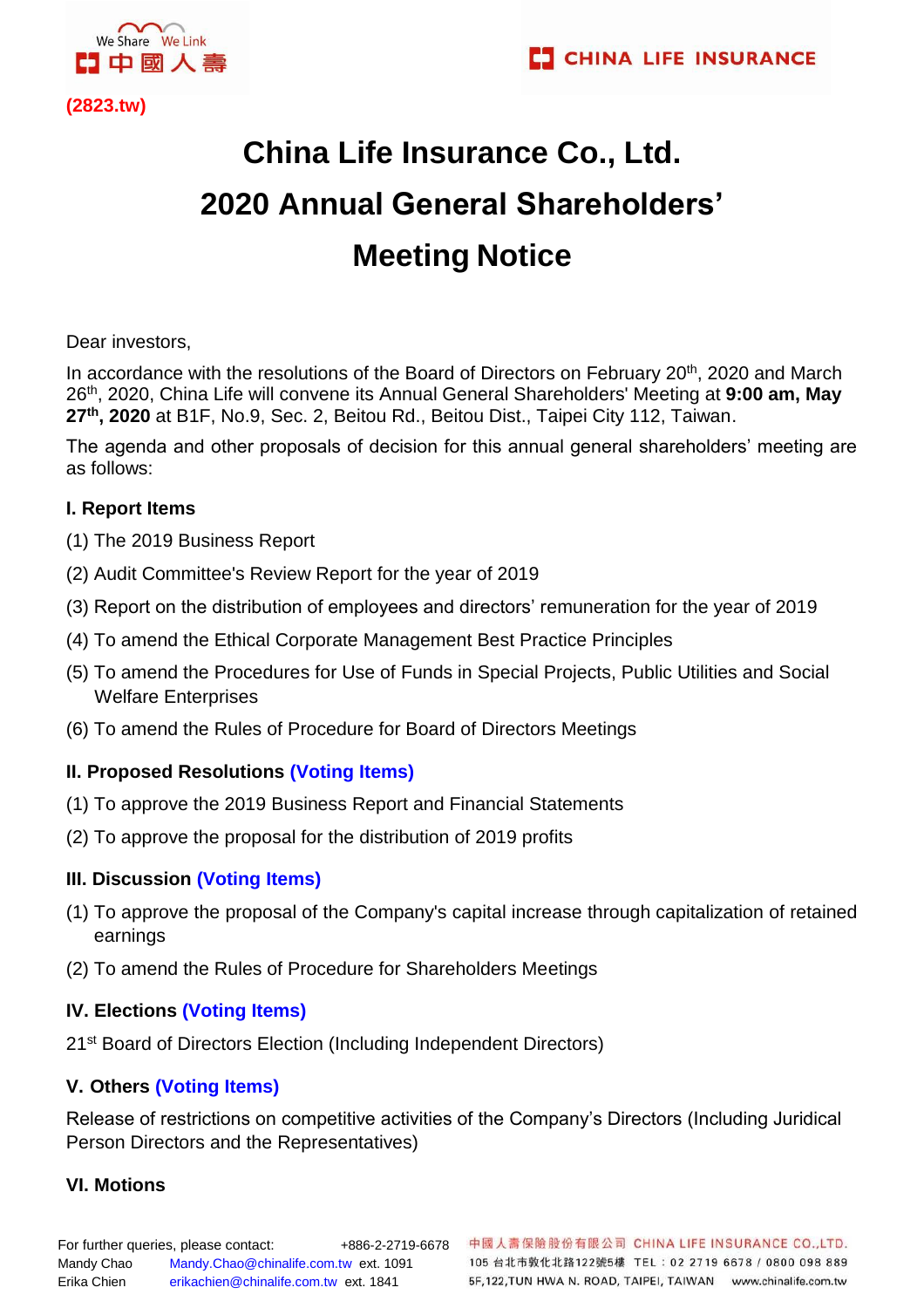(2823.tw)

# China Life Insurance Co., Ltd.
# 2020 Annual General Shareholders' Meeting Notice

Dear investors,

In accordance with the resolutions of the Board of Directors on February 20th, 2020 and March 26th, 2020, China Life will convene its Annual General Shareholders' Meeting at **9:00 am, May 27th, 2020** at B1F, No.9, Sec. 2, Beitou Rd., Beitou Dist., Taipei City 112, Taiwan.

The agenda and other proposals of decision for this annual general shareholders' meeting are as follows:

### I. Report Items

(1) The 2019 Business Report

(2) Audit Committee's Review Report for the year of 2019

(3) Report on the distribution of employees and directors' remuneration for the year of 2019

(4) To amend the Ethical Corporate Management Best Practice Principles

(5) To amend the Procedures for Use of Funds in Special Projects, Public Utilities and Social Welfare Enterprises

(6) To amend the Rules of Procedure for Board of Directors Meetings

### II. Proposed Resolutions (Voting Items)

(1) To approve the 2019 Business Report and Financial Statements

(2) To approve the proposal for the distribution of 2019 profits

### III. Discussion (Voting Items)

(1) To approve the proposal of the Company's capital increase through capitalization of retained earnings

(2) To amend the Rules of Procedure for Shareholders Meetings

### IV. Elections (Voting Items)

21st Board of Directors Election (Including Independent Directors)

### V. Others (Voting Items)

Release of restrictions on competitive activities of the Company's Directors (Including Juridical Person Directors and the Representatives)

### VI. Motions

For further queries, please contact: +886-2-2719-6678
Mandy Chao Mandy.Chao@chinalife.com.tw ext. 1091
Erika Chien erikachien@chinalife.com.tw ext. 1841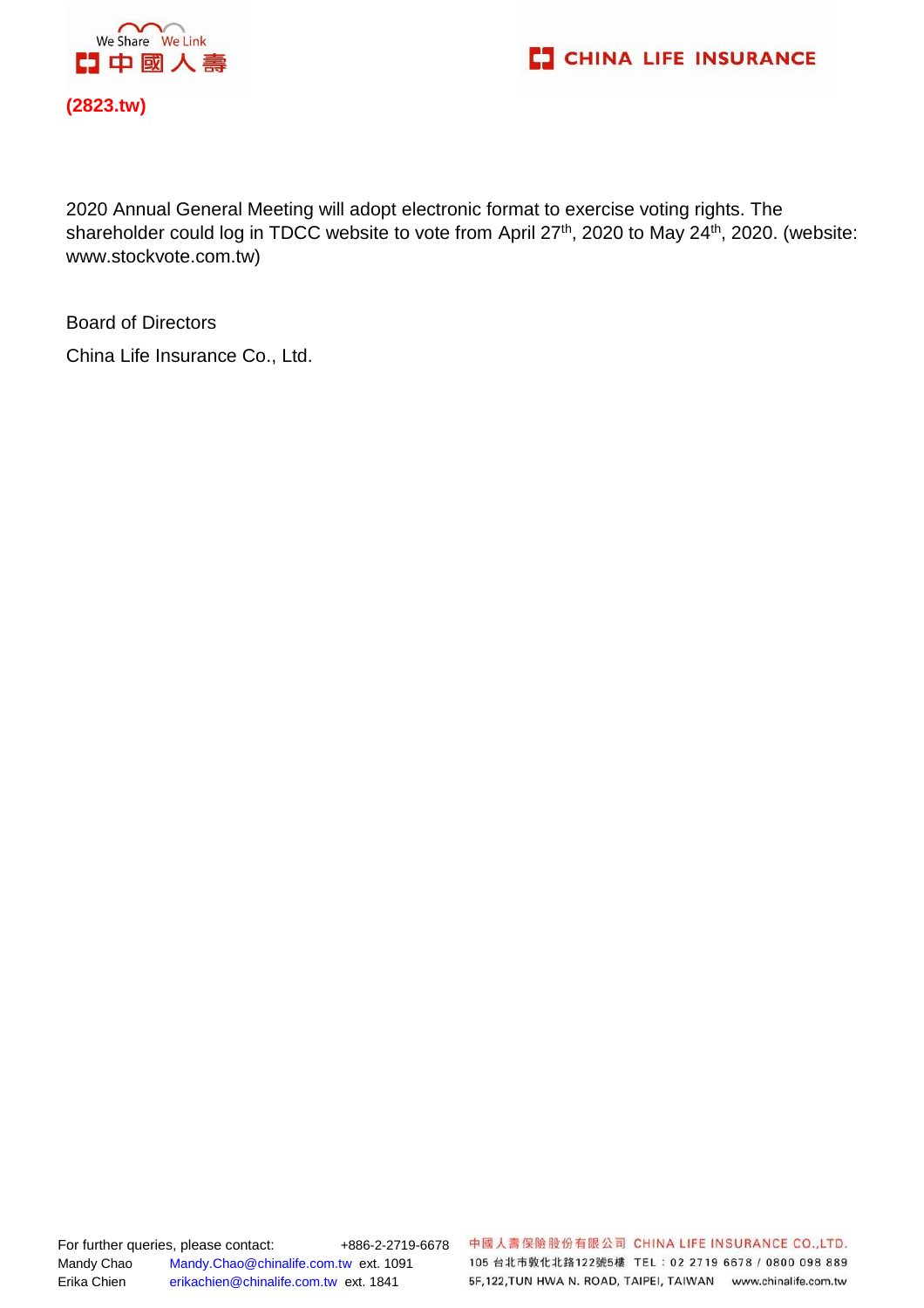(2823.tw)

2020 Annual General Meeting will adopt electronic format to exercise voting rights. The shareholder could log in TDCC website to vote from April 27th, 2020 to May 24th, 2020. (website: www.stockvote.com.tw)

Board of Directors

China Life Insurance Co., Ltd.

For further queries, please contact: +886-2-2719-6678

Mandy Chao Mandy.Chao@chinalife.com.tw ext. 1091

Erika Chien erikachien@chinalife.com.tw ext. 1841

中國人壽保險股份有限公司 CHINA LIFE INSURANCE CO.,LTD.

105 台北市敦化北路122號5樓 TEL：02 2719 6678 / 0800 098 889

5F,122,TUN HWA N. ROAD, TAIPEI, TAIWAN www.chinalife.com.tw